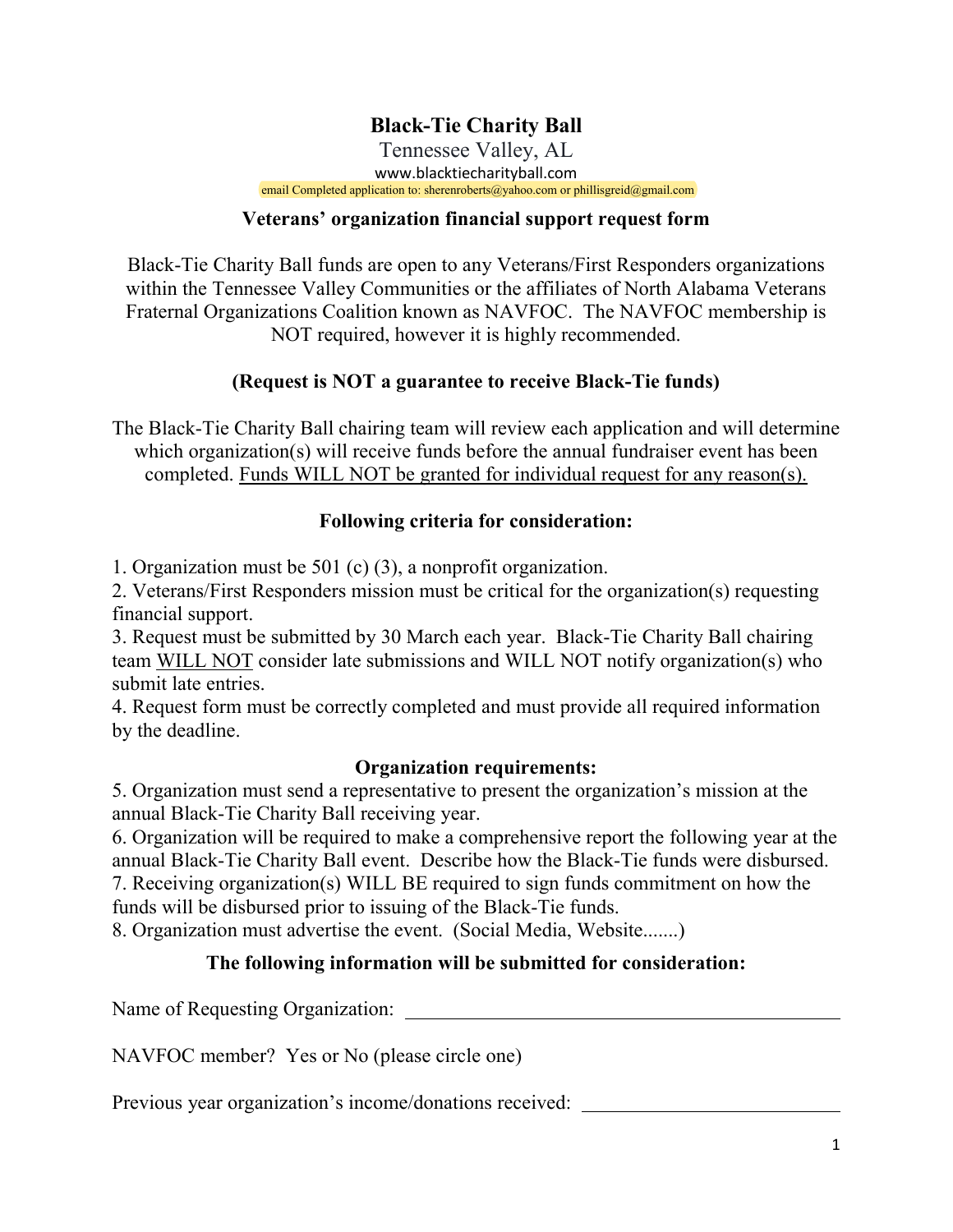# Black-Tie Charity Ball

Tennessee Valley, AL

www.blacktiecharityball.com

email Completed application to: sherenroberts@yahoo.com or phillisgreid@gmail.com

## Veterans' organization financial support request form

Black-Tie Charity Ball funds are open to any Veterans/First Responders organizations within the Tennessee Valley Communities or the affiliates of North Alabama Veterans Fraternal Organizations Coalition known as NAVFOC. The NAVFOC membership is NOT required, however it is highly recommended.

**(Request is NOT a guarantee to receive Black-Tie funds)**

The Black-Tie Charity Ball chairing team will review each application and will determine which organization(s) will receive funds before the annual fundraiser event has been completed. <u>Funds WILL NOT be granted for individual request for any reason(s).</u>

### Following criteria for consideration:

1. Organization must be 501 (c) (3), a nonprofit organization.
2. Veterans/First Responders mission must be critical for the organization(s) requesting financial support.
3. Request must be submitted by 30 March each year. Black-Tie Charity Ball chairing team <u>WILL NOT</u> consider late submissions and WILL NOT notify organization(s) who submit late entries.
4. Request form must be correctly completed and must provide all required information by the deadline.

### Organization requirements:

5. Organization must send a representative to present the organization's mission at the annual Black-Tie Charity Ball receiving year.
6. Organization will be required to make a comprehensive report the following year at the annual Black-Tie Charity Ball event. Describe how the Black-Tie funds were disbursed.
7. Receiving organization(s) WILL BE required to sign funds commitment on how the funds will be disbursed prior to issuing of the Black-Tie funds.
8. Organization must advertise the event. (Social Media, Website.......)

### The following information will be submitted for consideration:

Name of Requesting Organization: ______________________________________________

NAVFOC member? Yes or No (please circle one)

Previous year organization's income/donations received: __________________________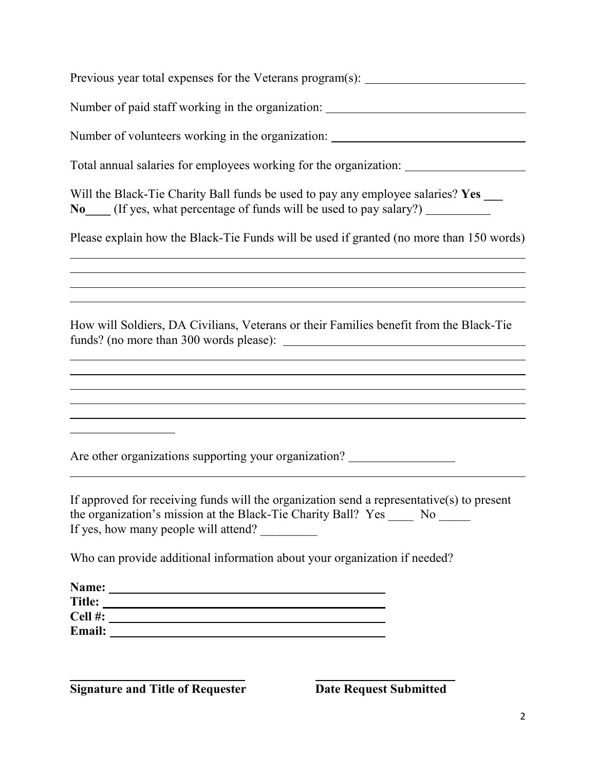Previous year total expenses for the Veterans program(s): \_\_\_\_\_\_\_\_\_\_\_\_\_\_\_\_\_\_\_\_\_\_\_\_\_\_

Number of paid staff working in the organization: \_\_\_\_\_\_\_\_\_\_\_\_\_\_\_\_\_\_\_\_\_\_\_\_\_\_\_\_\_\_\_\_

Number of volunteers working in the organization: \_\_\_\_\_\_\_\_\_\_\_\_\_\_\_\_\_\_\_\_\_\_\_\_\_\_\_\_\_\_\_\_

Total annual salaries for employees working for the organization: \_\_\_\_\_\_\_\_\_\_\_\_\_\_\_\_\_\_\_

Will the Black-Tie Charity Ball funds be used to pay any employee salaries? **Yes** \_\_\_ **No**\_\_\_\_ (If yes, what percentage of funds will be used to pay salary?) \_\_\_\_\_\_\_\_\_\_

Please explain how the Black-Tie Funds will be used if granted (no more than 150 words)

\_\_\_\_\_\_\_\_\_\_\_\_\_\_\_\_\_\_\_\_\_\_\_\_\_\_\_\_\_\_\_\_\_\_\_\_\_\_\_\_\_\_\_\_\_\_\_\_\_\_\_\_\_\_\_\_\_\_\_\_\_\_\_\_\_\_\_\_\_\_\_\_\_\_\_\_\_\_\_\_

\_\_\_\_\_\_\_\_\_\_\_\_\_\_\_\_\_\_\_\_\_\_\_\_\_\_\_\_\_\_\_\_\_\_\_\_\_\_\_\_\_\_\_\_\_\_\_\_\_\_\_\_\_\_\_\_\_\_\_\_\_\_\_\_\_\_\_\_\_\_\_\_\_\_\_\_\_\_\_\_

\_\_\_\_\_\_\_\_\_\_\_\_\_\_\_\_\_\_\_\_\_\_\_\_\_\_\_\_\_\_\_\_\_\_\_\_\_\_\_\_\_\_\_\_\_\_\_\_\_\_\_\_\_\_\_\_\_\_\_\_\_\_\_\_\_\_\_\_\_\_\_\_\_\_\_\_\_\_\_\_

\_\_\_\_\_\_\_\_\_\_\_\_\_\_\_\_\_\_\_\_\_\_\_\_\_\_\_\_\_\_\_\_\_\_\_\_\_\_\_\_\_\_\_\_\_\_\_\_\_\_\_\_\_\_\_\_\_\_\_\_\_\_\_\_\_\_\_\_\_\_\_\_\_\_\_\_\_\_\_\_

How will Soldiers, DA Civilians, Veterans or their Families benefit from the Black-Tie funds? (no more than 300 words please): \_\_\_\_\_\_\_\_\_\_\_\_\_\_\_\_\_\_\_\_\_\_\_\_\_\_\_\_\_\_\_\_\_\_\_\_\_\_\_\_

\_\_\_\_\_\_\_\_\_\_\_\_\_\_\_\_\_\_\_\_\_\_\_\_\_\_\_\_\_\_\_\_\_\_\_\_\_\_\_\_\_\_\_\_\_\_\_\_\_\_\_\_\_\_\_\_\_\_\_\_\_\_\_\_\_\_\_\_\_\_\_\_\_\_\_\_\_\_\_\_

\_\_\_\_\_\_\_\_\_\_\_\_\_\_\_\_\_\_\_\_\_\_\_\_\_\_\_\_\_\_\_\_\_\_\_\_\_\_\_\_\_\_\_\_\_\_\_\_\_\_\_\_\_\_\_\_\_\_\_\_\_\_\_\_\_\_\_\_\_\_\_\_\_\_\_\_\_\_\_\_

\_\_\_\_\_\_\_\_\_\_\_\_\_\_\_\_\_\_\_\_\_\_\_\_\_\_\_\_\_\_\_\_\_\_\_\_\_\_\_\_\_\_\_\_\_\_\_\_\_\_\_\_\_\_\_\_\_\_\_\_\_\_\_\_\_\_\_\_\_\_\_\_\_\_\_\_\_\_\_\_

\_\_\_\_\_\_\_\_\_\_\_\_\_\_\_\_\_\_\_\_\_\_\_\_\_\_\_\_\_\_\_\_\_\_\_\_\_\_\_\_\_\_\_\_\_\_\_\_\_\_\_\_\_\_\_\_\_\_\_\_\_\_\_\_\_\_\_\_\_\_\_\_\_\_\_\_\_\_\_\_

\_\_\_\_\_\_\_\_\_\_\_\_\_\_\_\_\_\_\_\_\_\_\_\_\_\_\_\_\_\_\_\_\_\_\_\_\_\_\_\_\_\_\_\_\_\_\_\_\_\_\_\_\_\_\_\_\_\_\_\_\_\_\_\_\_\_\_\_\_\_\_\_\_\_\_\_\_\_\_\_

\_\_\_\_\_\_\_\_\_\_\_\_\_\_\_\_\_

Are other organizations supporting your organization? \_\_\_\_\_\_\_\_\_\_\_\_\_\_\_\_\_

\_\_\_\_\_\_\_\_\_\_\_\_\_\_\_\_\_\_\_\_\_\_\_\_\_\_\_\_\_\_\_\_\_\_\_\_\_\_\_\_\_\_\_\_\_\_\_\_\_\_\_\_\_\_\_\_\_\_\_\_\_\_\_\_\_\_\_\_\_\_\_\_\_\_\_\_\_\_\_\_

If approved for receiving funds will the organization send a representative(s) to present the organization's mission at the Black-Tie Charity Ball? Yes \_\_\_\_ No \_\_\_\_\_
If yes, how many people will attend? \_\_\_\_\_\_\_\_\_

Who can provide additional information about your organization if needed?

**Name:** \_\_\_\_\_\_\_\_\_\_\_\_\_\_\_\_\_\_\_\_\_\_\_\_\_\_\_\_\_\_\_\_\_\_\_\_\_\_\_\_\_\_\_\_\_
**Title:** \_\_\_\_\_\_\_\_\_\_\_\_\_\_\_\_\_\_\_\_\_\_\_\_\_\_\_\_\_\_\_\_\_\_\_\_\_\_\_\_\_\_\_\_\_\_
**Cell #:** \_\_\_\_\_\_\_\_\_\_\_\_\_\_\_\_\_\_\_\_\_\_\_\_\_\_\_\_\_\_\_\_\_\_\_\_\_\_\_\_\_\_\_\_\_
**Email:** \_\_\_\_\_\_\_\_\_\_\_\_\_\_\_\_\_\_\_\_\_\_\_\_\_\_\_\_\_\_\_\_\_\_\_\_\_\_\_\_\_\_\_\_\_

\_\_\_\_\_\_\_\_\_\_\_\_\_\_\_\_\_\_\_\_\_\_\_\_\_\_\_\_\_\_ \_\_\_\_\_\_\_\_\_\_\_\_\_\_\_\_\_\_\_\_\_\_\_\_

**Signature and Title of Requester** **Date Request Submitted**